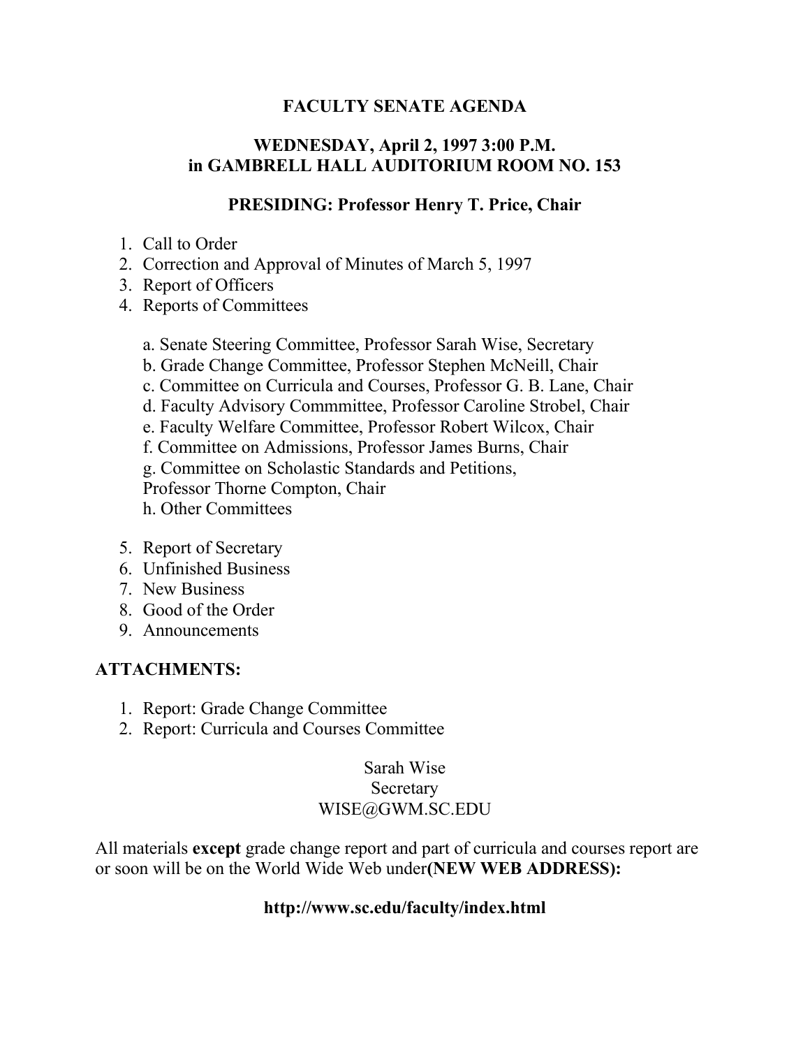# FACULTY SENATE AGENDA

## WEDNESDAY, April 2, 1997 3:00 P.M.
## in GAMBRELL HALL AUDITORIUM ROOM NO. 153

### PRESIDING: Professor Henry T. Price, Chair

1. Call to Order
2. Correction and Approval of Minutes of March 5, 1997
3. Report of Officers
4. Reports of Committees

   a. Senate Steering Committee, Professor Sarah Wise, Secretary
   b. Grade Change Committee, Professor Stephen McNeill, Chair
   c. Committee on Curricula and Courses, Professor G. B. Lane, Chair
   d. Faculty Advisory Commmittee, Professor Caroline Strobel, Chair
   e. Faculty Welfare Committee, Professor Robert Wilcox, Chair
   f. Committee on Admissions, Professor James Burns, Chair
   g. Committee on Scholastic Standards and Petitions,
   Professor Thorne Compton, Chair
   h. Other Committees

5. Report of Secretary
6. Unfinished Business
7. New Business
8. Good of the Order
9. Announcements

**ATTACHMENTS:**

1. Report: Grade Change Committee
2. Report: Curricula and Courses Committee

Sarah Wise
Secretary
WISE@GWM.SC.EDU

All materials **except** grade change report and part of curricula and courses report are or soon will be on the World Wide Web under**(NEW WEB ADDRESS):**

**http://www.sc.edu/faculty/index.html**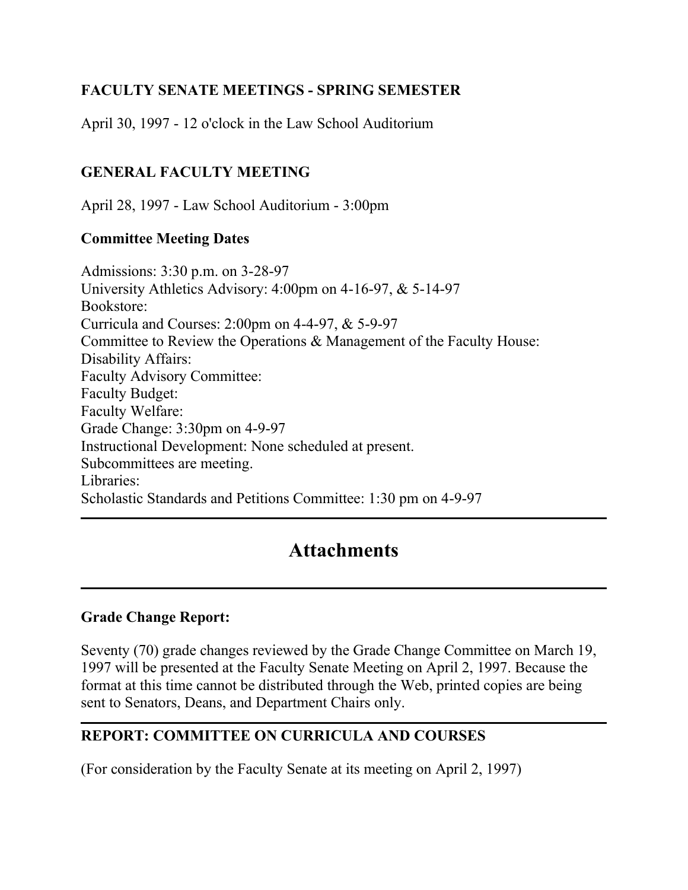**FACULTY SENATE MEETINGS - SPRING SEMESTER**

April 30, 1997 - 12 o'clock in the Law School Auditorium

**GENERAL FACULTY MEETING**

April 28, 1997 - Law School Auditorium - 3:00pm

**Committee Meeting Dates**

Admissions: 3:30 p.m. on 3-28-97
University Athletics Advisory: 4:00pm on 4-16-97, & 5-14-97
Bookstore:
Curricula and Courses: 2:00pm on 4-4-97, & 5-9-97
Committee to Review the Operations & Management of the Faculty House:
Disability Affairs:
Faculty Advisory Committee:
Faculty Budget:
Faculty Welfare:
Grade Change: 3:30pm on 4-9-97
Instructional Development: None scheduled at present.
Subcommittees are meeting.
Libraries:
Scholastic Standards and Petitions Committee: 1:30 pm on 4-9-97

---

## Attachments

---

**Grade Change Report:**

Seventy (70) grade changes reviewed by the Grade Change Committee on March 19, 1997 will be presented at the Faculty Senate Meeting on April 2, 1997. Because the format at this time cannot be distributed through the Web, printed copies are being sent to Senators, Deans, and Department Chairs only.

---

**REPORT: COMMITTEE ON CURRICULA AND COURSES**

(For consideration by the Faculty Senate at its meeting on April 2, 1997)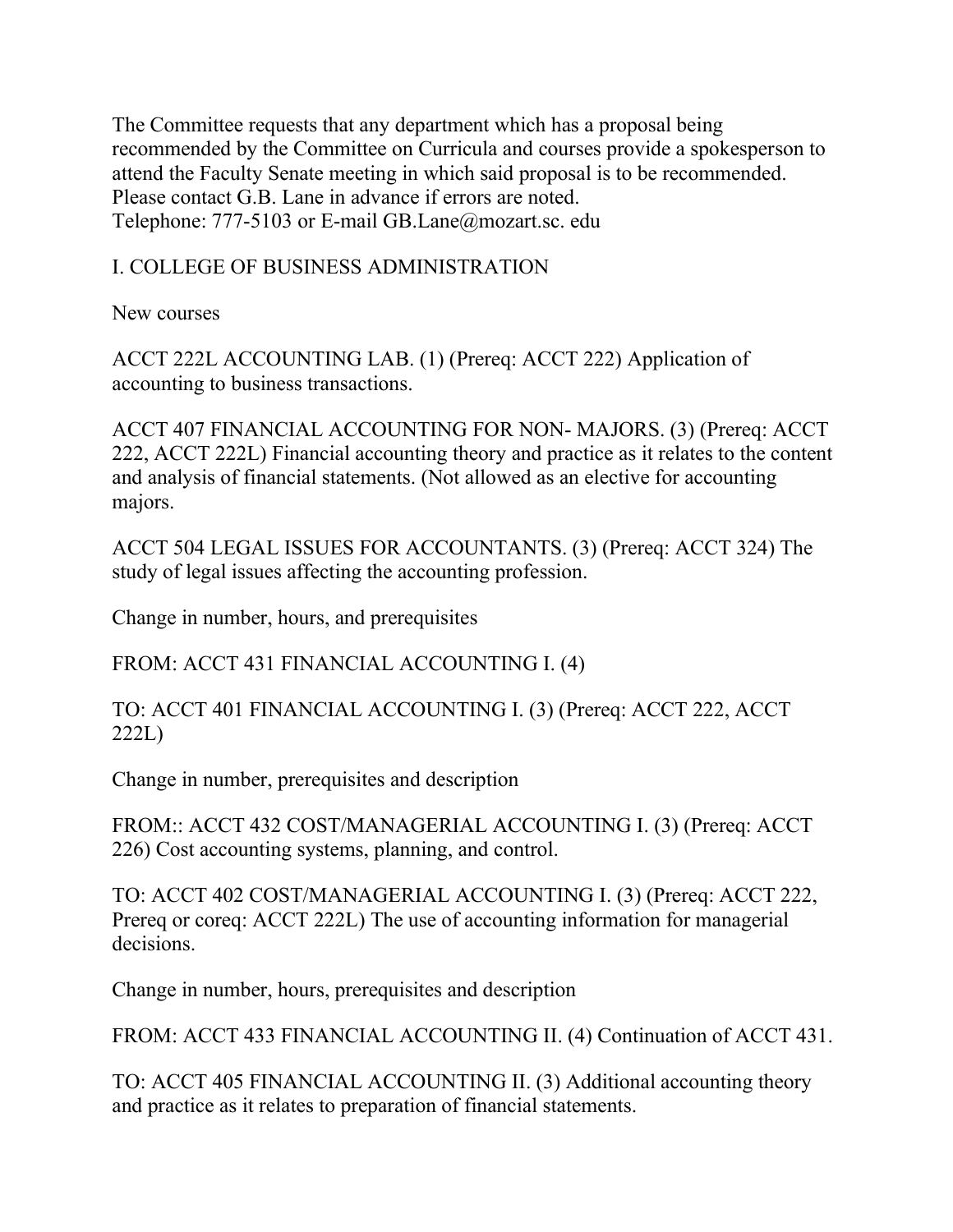The Committee requests that any department which has a proposal being recommended by the Committee on Curricula and courses provide a spokesperson to attend the Faculty Senate meeting in which said proposal is to be recommended. Please contact G.B. Lane in advance if errors are noted.
Telephone: 777-5103 or E-mail GB.Lane@mozart.sc. edu

## I. COLLEGE OF BUSINESS ADMINISTRATION

New courses

ACCT 222L ACCOUNTING LAB. (1) (Prereq: ACCT 222) Application of accounting to business transactions.

ACCT 407 FINANCIAL ACCOUNTING FOR NON- MAJORS. (3) (Prereq: ACCT 222, ACCT 222L) Financial accounting theory and practice as it relates to the content and analysis of financial statements. (Not allowed as an elective for accounting majors.

ACCT 504 LEGAL ISSUES FOR ACCOUNTANTS. (3) (Prereq: ACCT 324) The study of legal issues affecting the accounting profession.

Change in number, hours, and prerequisites

FROM: ACCT 431 FINANCIAL ACCOUNTING I. (4)

TO: ACCT 401 FINANCIAL ACCOUNTING I. (3) (Prereq: ACCT 222, ACCT 222L)

Change in number, prerequisites and description

FROM:: ACCT 432 COST/MANAGERIAL ACCOUNTING I. (3) (Prereq: ACCT 226) Cost accounting systems, planning, and control.

TO: ACCT 402 COST/MANAGERIAL ACCOUNTING I. (3) (Prereq: ACCT 222, Prereq or coreq: ACCT 222L) The use of accounting information for managerial decisions.

Change in number, hours, prerequisites and description

FROM: ACCT 433 FINANCIAL ACCOUNTING II. (4) Continuation of ACCT 431.

TO: ACCT 405 FINANCIAL ACCOUNTING II. (3) Additional accounting theory and practice as it relates to preparation of financial statements.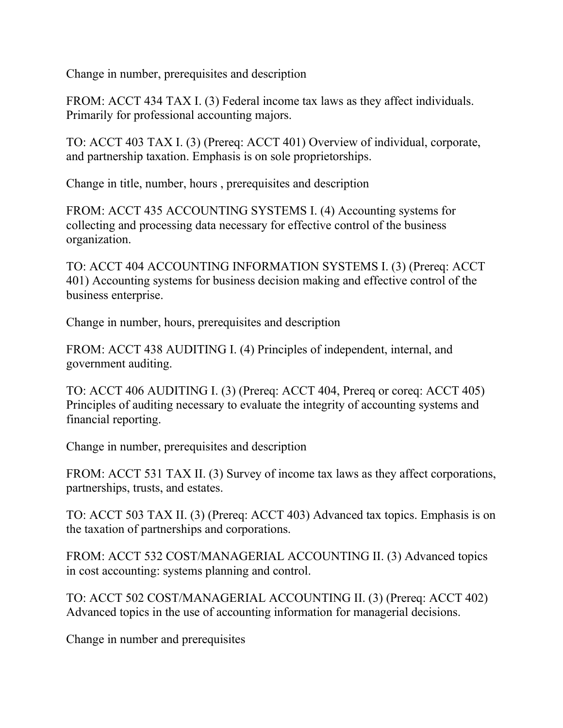Change in number, prerequisites and description

FROM: ACCT 434 TAX I. (3) Federal income tax laws as they affect individuals. Primarily for professional accounting majors.

TO: ACCT 403 TAX I. (3) (Prereq: ACCT 401) Overview of individual, corporate, and partnership taxation. Emphasis is on sole proprietorships.

Change in title, number, hours , prerequisites and description

FROM: ACCT 435 ACCOUNTING SYSTEMS I. (4) Accounting systems for collecting and processing data necessary for effective control of the business organization.

TO: ACCT 404 ACCOUNTING INFORMATION SYSTEMS I. (3) (Prereq: ACCT 401) Accounting systems for business decision making and effective control of the business enterprise.

Change in number, hours, prerequisites and description

FROM: ACCT 438 AUDITING I. (4) Principles of independent, internal, and government auditing.

TO: ACCT 406 AUDITING I. (3) (Prereq: ACCT 404, Prereq or coreq: ACCT 405) Principles of auditing necessary to evaluate the integrity of accounting systems and financial reporting.

Change in number, prerequisites and description

FROM: ACCT 531 TAX II. (3) Survey of income tax laws as they affect corporations, partnerships, trusts, and estates.

TO: ACCT 503 TAX II. (3) (Prereq: ACCT 403) Advanced tax topics. Emphasis is on the taxation of partnerships and corporations.

FROM: ACCT 532 COST/MANAGERIAL ACCOUNTING II. (3) Advanced topics in cost accounting: systems planning and control.

TO: ACCT 502 COST/MANAGERIAL ACCOUNTING II. (3) (Prereq: ACCT 402) Advanced topics in the use of accounting information for managerial decisions.

Change in number and prerequisites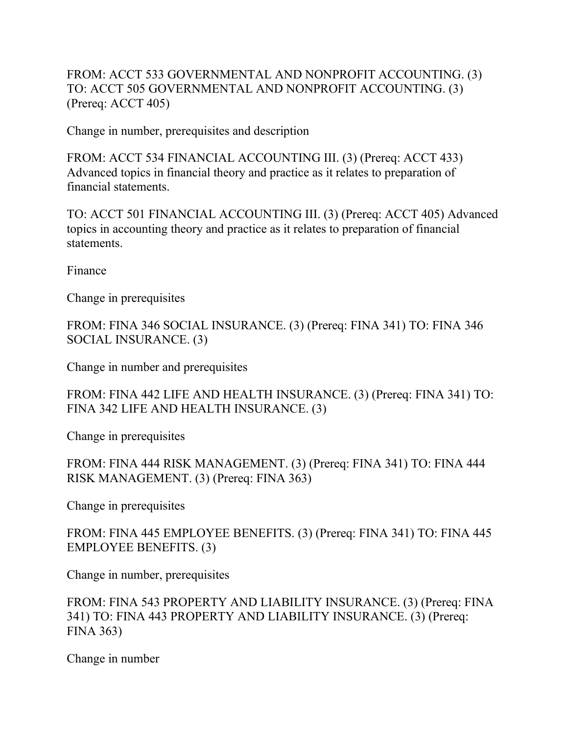FROM: ACCT 533 GOVERNMENTAL AND NONPROFIT ACCOUNTING. (3) TO: ACCT 505 GOVERNMENTAL AND NONPROFIT ACCOUNTING. (3) (Prereq: ACCT 405)

Change in number, prerequisites and description

FROM: ACCT 534 FINANCIAL ACCOUNTING III. (3) (Prereq: ACCT 433) Advanced topics in financial theory and practice as it relates to preparation of financial statements.

TO: ACCT 501 FINANCIAL ACCOUNTING III. (3) (Prereq: ACCT 405) Advanced topics in accounting theory and practice as it relates to preparation of financial statements.

Finance

Change in prerequisites

FROM: FINA 346 SOCIAL INSURANCE. (3) (Prereq: FINA 341) TO: FINA 346 SOCIAL INSURANCE. (3)

Change in number and prerequisites

FROM: FINA 442 LIFE AND HEALTH INSURANCE. (3) (Prereq: FINA 341) TO: FINA 342 LIFE AND HEALTH INSURANCE. (3)

Change in prerequisites

FROM: FINA 444 RISK MANAGEMENT. (3) (Prereq: FINA 341) TO: FINA 444 RISK MANAGEMENT. (3) (Prereq: FINA 363)

Change in prerequisites

FROM: FINA 445 EMPLOYEE BENEFITS. (3) (Prereq: FINA 341) TO: FINA 445 EMPLOYEE BENEFITS. (3)

Change in number, prerequisites

FROM: FINA 543 PROPERTY AND LIABILITY INSURANCE. (3) (Prereq: FINA 341) TO: FINA 443 PROPERTY AND LIABILITY INSURANCE. (3) (Prereq: FINA 363)

Change in number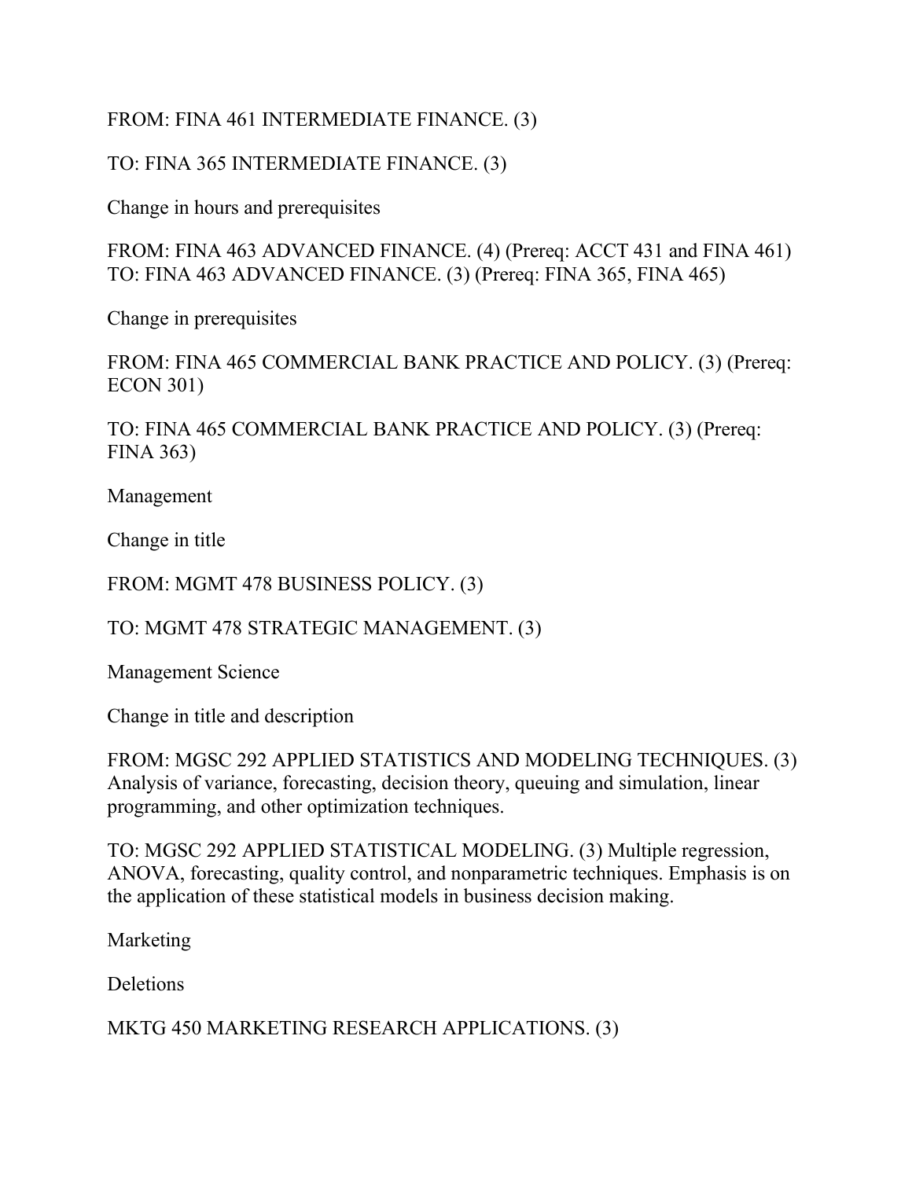FROM: FINA 461 INTERMEDIATE FINANCE. (3)

TO: FINA 365 INTERMEDIATE FINANCE. (3)

Change in hours and prerequisites

FROM: FINA 463 ADVANCED FINANCE. (4) (Prereq: ACCT 431 and FINA 461)
TO: FINA 463 ADVANCED FINANCE. (3) (Prereq: FINA 365, FINA 465)

Change in prerequisites

FROM: FINA 465 COMMERCIAL BANK PRACTICE AND POLICY. (3) (Prereq: ECON 301)

TO: FINA 465 COMMERCIAL BANK PRACTICE AND POLICY. (3) (Prereq: FINA 363)

Management

Change in title

FROM: MGMT 478 BUSINESS POLICY. (3)

TO: MGMT 478 STRATEGIC MANAGEMENT. (3)

Management Science

Change in title and description

FROM: MGSC 292 APPLIED STATISTICS AND MODELING TECHNIQUES. (3) Analysis of variance, forecasting, decision theory, queuing and simulation, linear programming, and other optimization techniques.

TO: MGSC 292 APPLIED STATISTICAL MODELING. (3) Multiple regression, ANOVA, forecasting, quality control, and nonparametric techniques. Emphasis is on the application of these statistical models in business decision making.

Marketing

Deletions

MKTG 450 MARKETING RESEARCH APPLICATIONS. (3)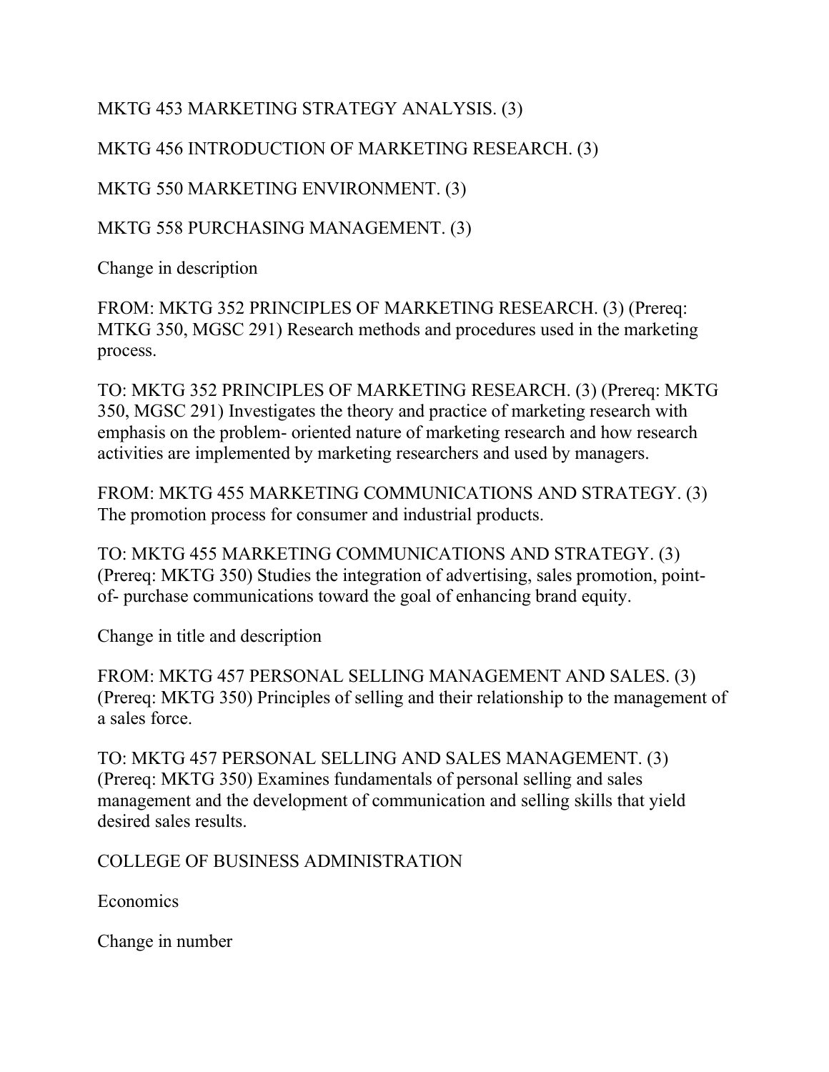MKTG 453 MARKETING STRATEGY ANALYSIS. (3)

MKTG 456 INTRODUCTION OF MARKETING RESEARCH. (3)

MKTG 550 MARKETING ENVIRONMENT. (3)

MKTG 558 PURCHASING MANAGEMENT. (3)

Change in description

FROM: MKTG 352 PRINCIPLES OF MARKETING RESEARCH. (3) (Prereq: MTKG 350, MGSC 291) Research methods and procedures used in the marketing process.

TO: MKTG 352 PRINCIPLES OF MARKETING RESEARCH. (3) (Prereq: MKTG 350, MGSC 291) Investigates the theory and practice of marketing research with emphasis on the problem- oriented nature of marketing research and how research activities are implemented by marketing researchers and used by managers.

FROM: MKTG 455 MARKETING COMMUNICATIONS AND STRATEGY. (3) The promotion process for consumer and industrial products.

TO: MKTG 455 MARKETING COMMUNICATIONS AND STRATEGY. (3) (Prereq: MKTG 350) Studies the integration of advertising, sales promotion, point-of- purchase communications toward the goal of enhancing brand equity.

Change in title and description

FROM: MKTG 457 PERSONAL SELLING MANAGEMENT AND SALES. (3) (Prereq: MKTG 350) Principles of selling and their relationship to the management of a sales force.

TO: MKTG 457 PERSONAL SELLING AND SALES MANAGEMENT. (3) (Prereq: MKTG 350) Examines fundamentals of personal selling and sales management and the development of communication and selling skills that yield desired sales results.

COLLEGE OF BUSINESS ADMINISTRATION

Economics

Change in number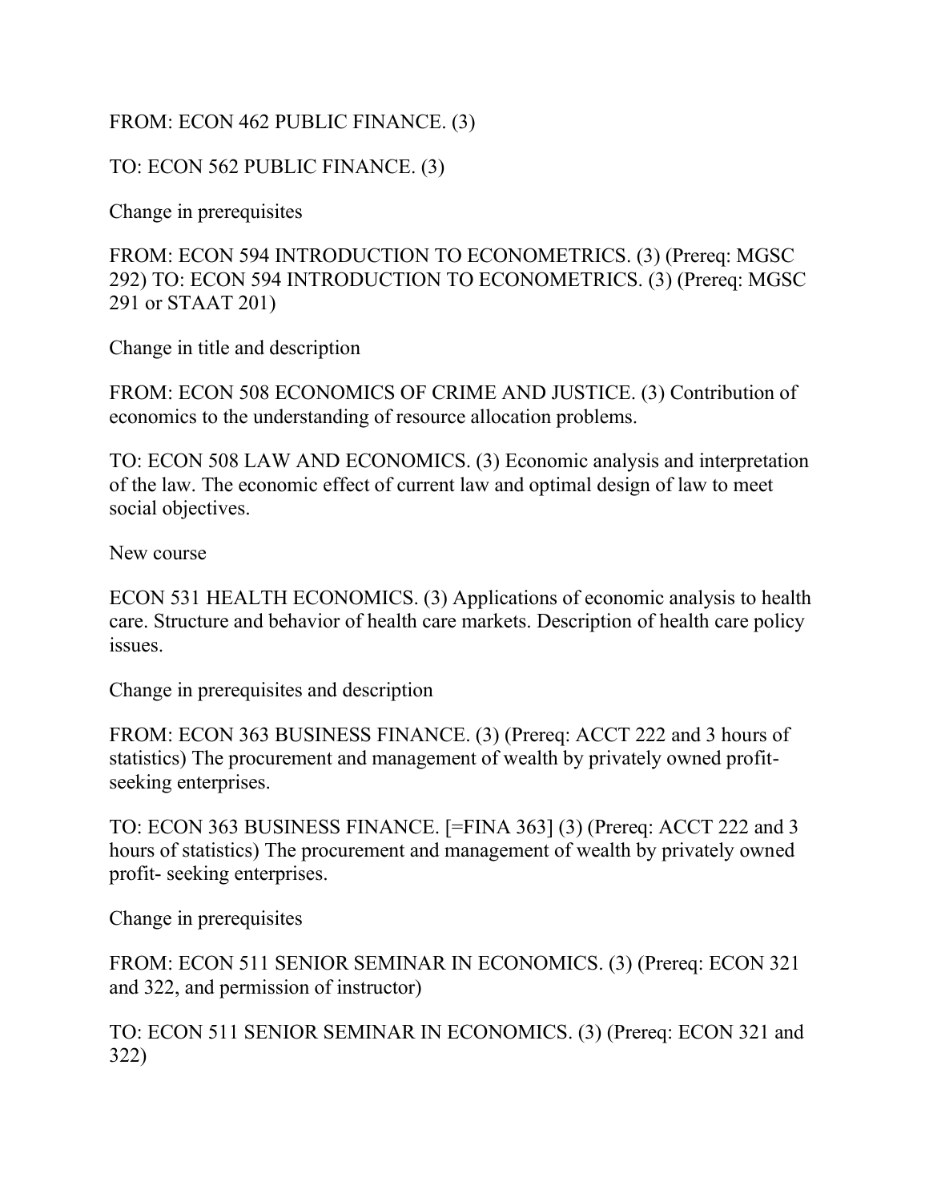FROM: ECON 462 PUBLIC FINANCE. (3)

TO: ECON 562 PUBLIC FINANCE. (3)

Change in prerequisites

FROM: ECON 594 INTRODUCTION TO ECONOMETRICS. (3) (Prereq: MGSC 292) TO: ECON 594 INTRODUCTION TO ECONOMETRICS. (3) (Prereq: MGSC 291 or STAAT 201)

Change in title and description

FROM: ECON 508 ECONOMICS OF CRIME AND JUSTICE. (3) Contribution of economics to the understanding of resource allocation problems.

TO: ECON 508 LAW AND ECONOMICS. (3) Economic analysis and interpretation of the law. The economic effect of current law and optimal design of law to meet social objectives.

New course

ECON 531 HEALTH ECONOMICS. (3) Applications of economic analysis to health care. Structure and behavior of health care markets. Description of health care policy issues.

Change in prerequisites and description

FROM: ECON 363 BUSINESS FINANCE. (3) (Prereq: ACCT 222 and 3 hours of statistics) The procurement and management of wealth by privately owned profit-seeking enterprises.

TO: ECON 363 BUSINESS FINANCE. [=FINA 363] (3) (Prereq: ACCT 222 and 3 hours of statistics) The procurement and management of wealth by privately owned profit- seeking enterprises.

Change in prerequisites

FROM: ECON 511 SENIOR SEMINAR IN ECONOMICS. (3) (Prereq: ECON 321 and 322, and permission of instructor)

TO: ECON 511 SENIOR SEMINAR IN ECONOMICS. (3) (Prereq: ECON 321 and 322)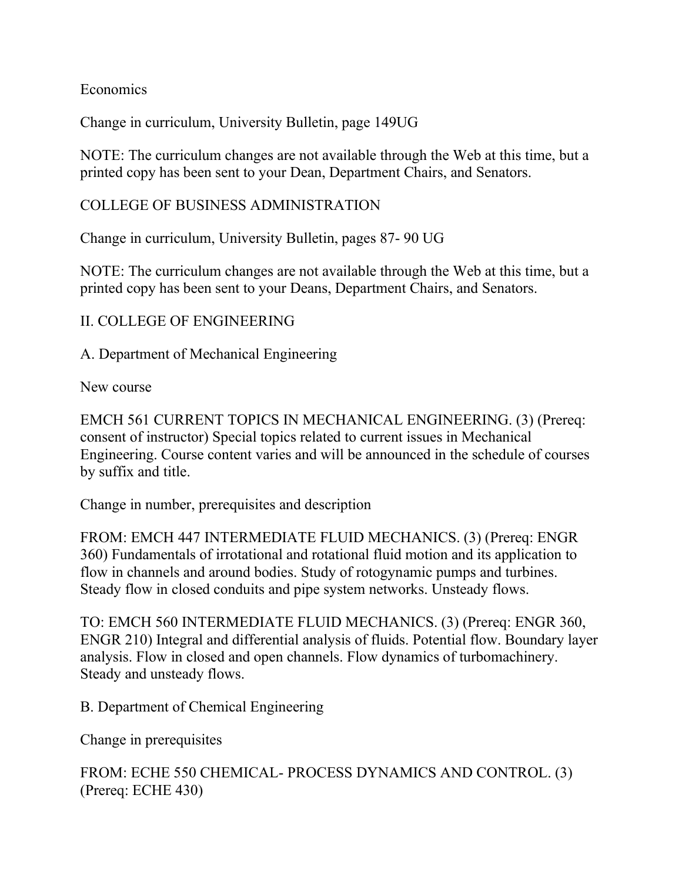Economics

Change in curriculum, University Bulletin, page 149UG

NOTE: The curriculum changes are not available through the Web at this time, but a printed copy has been sent to your Dean, Department Chairs, and Senators.

COLLEGE OF BUSINESS ADMINISTRATION

Change in curriculum, University Bulletin, pages 87- 90 UG

NOTE: The curriculum changes are not available through the Web at this time, but a printed copy has been sent to your Deans, Department Chairs, and Senators.

## II. COLLEGE OF ENGINEERING

### A. Department of Mechanical Engineering

New course

EMCH 561 CURRENT TOPICS IN MECHANICAL ENGINEERING. (3) (Prereq: consent of instructor) Special topics related to current issues in Mechanical Engineering. Course content varies and will be announced in the schedule of courses by suffix and title.

Change in number, prerequisites and description

FROM: EMCH 447 INTERMEDIATE FLUID MECHANICS. (3) (Prereq: ENGR 360) Fundamentals of irrotational and rotational fluid motion and its application to flow in channels and around bodies. Study of rotogynamic pumps and turbines. Steady flow in closed conduits and pipe system networks. Unsteady flows.

TO: EMCH 560 INTERMEDIATE FLUID MECHANICS. (3) (Prereq: ENGR 360, ENGR 210) Integral and differential analysis of fluids. Potential flow. Boundary layer analysis. Flow in closed and open channels. Flow dynamics of turbomachinery. Steady and unsteady flows.

### B. Department of Chemical Engineering

Change in prerequisites

FROM: ECHE 550 CHEMICAL- PROCESS DYNAMICS AND CONTROL. (3) (Prereq: ECHE 430)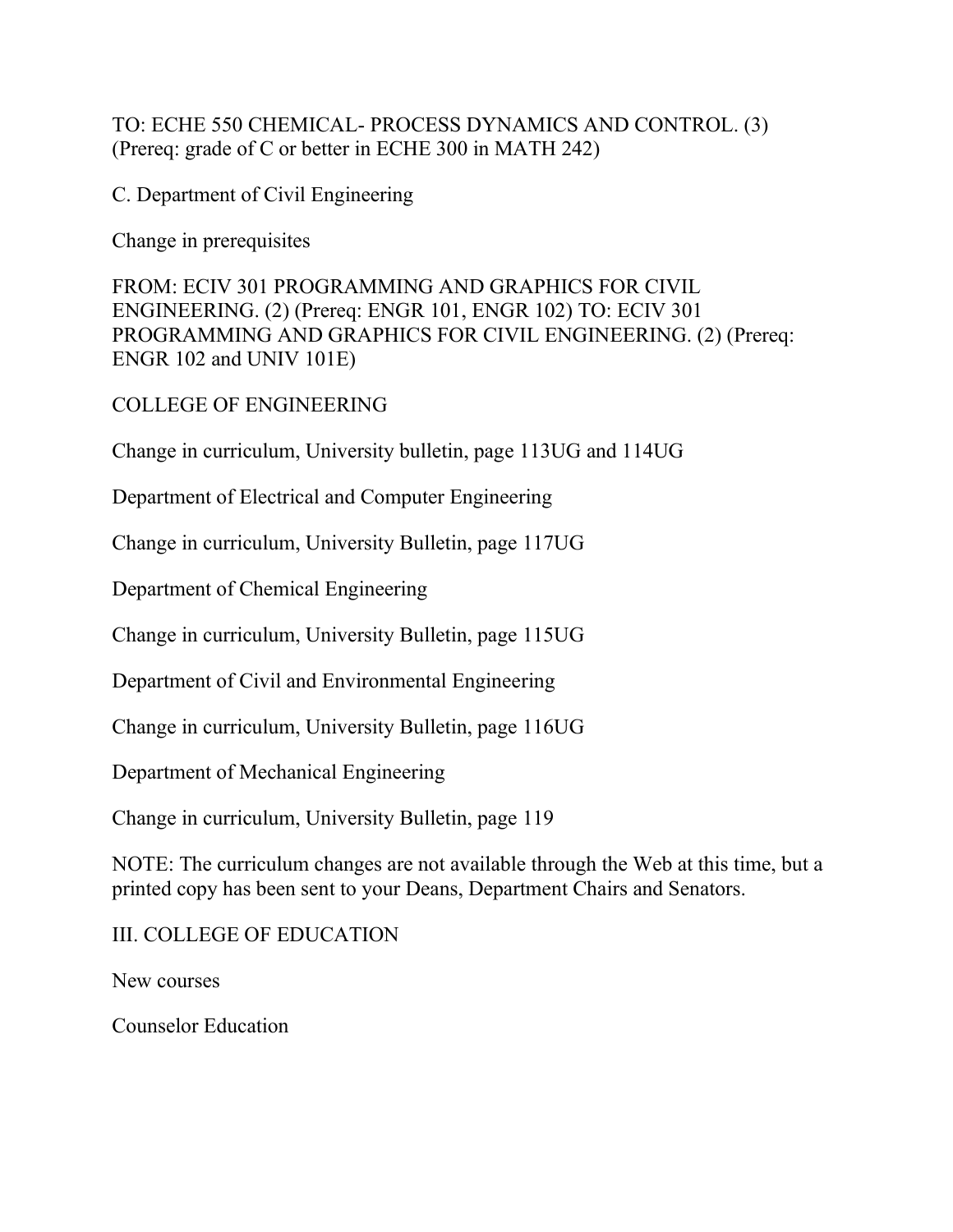TO: ECHE 550 CHEMICAL- PROCESS DYNAMICS AND CONTROL. (3) (Prereq: grade of C or better in ECHE 300 in MATH 242)

C. Department of Civil Engineering

Change in prerequisites

FROM: ECIV 301 PROGRAMMING AND GRAPHICS FOR CIVIL ENGINEERING. (2) (Prereq: ENGR 101, ENGR 102) TO: ECIV 301 PROGRAMMING AND GRAPHICS FOR CIVIL ENGINEERING. (2) (Prereq: ENGR 102 and UNIV 101E)

COLLEGE OF ENGINEERING

Change in curriculum, University bulletin, page 113UG and 114UG

Department of Electrical and Computer Engineering

Change in curriculum, University Bulletin, page 117UG

Department of Chemical Engineering

Change in curriculum, University Bulletin, page 115UG

Department of Civil and Environmental Engineering

Change in curriculum, University Bulletin, page 116UG

Department of Mechanical Engineering

Change in curriculum, University Bulletin, page 119

NOTE: The curriculum changes are not available through the Web at this time, but a printed copy has been sent to your Deans, Department Chairs and Senators.

III. COLLEGE OF EDUCATION

New courses

Counselor Education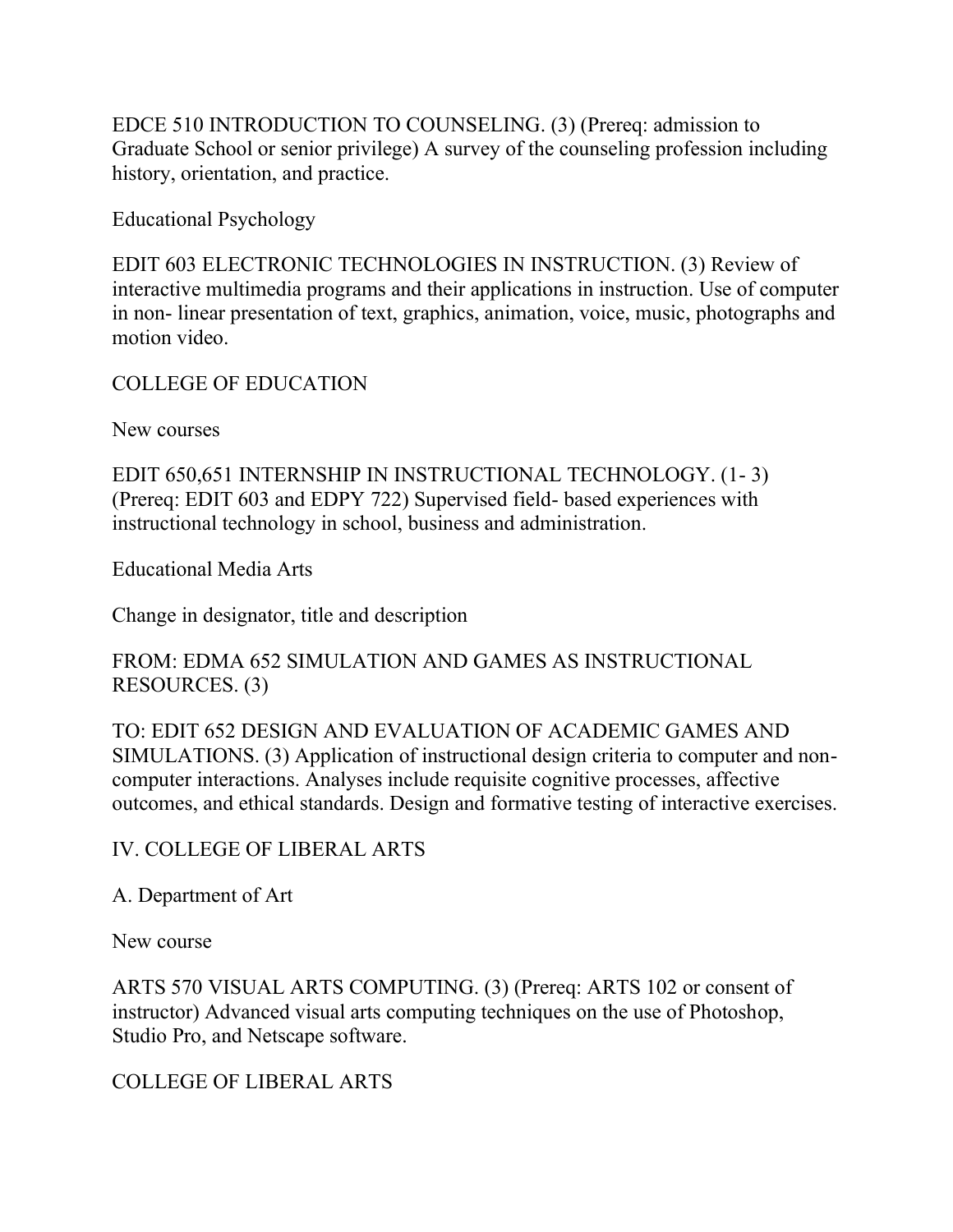EDCE 510 INTRODUCTION TO COUNSELING. (3) (Prereq: admission to Graduate School or senior privilege) A survey of the counseling profession including history, orientation, and practice.

Educational Psychology

EDIT 603 ELECTRONIC TECHNOLOGIES IN INSTRUCTION. (3) Review of interactive multimedia programs and their applications in instruction. Use of computer in non- linear presentation of text, graphics, animation, voice, music, photographs and motion video.

COLLEGE OF EDUCATION

New courses

EDIT 650,651 INTERNSHIP IN INSTRUCTIONAL TECHNOLOGY. (1- 3) (Prereq: EDIT 603 and EDPY 722) Supervised field- based experiences with instructional technology in school, business and administration.

Educational Media Arts

Change in designator, title and description

FROM: EDMA 652 SIMULATION AND GAMES AS INSTRUCTIONAL RESOURCES. (3)

TO: EDIT 652 DESIGN AND EVALUATION OF ACADEMIC GAMES AND SIMULATIONS. (3) Application of instructional design criteria to computer and non-computer interactions. Analyses include requisite cognitive processes, affective outcomes, and ethical standards. Design and formative testing of interactive exercises.

IV. COLLEGE OF LIBERAL ARTS

A. Department of Art

New course

ARTS 570 VISUAL ARTS COMPUTING. (3) (Prereq: ARTS 102 or consent of instructor) Advanced visual arts computing techniques on the use of Photoshop, Studio Pro, and Netscape software.

COLLEGE OF LIBERAL ARTS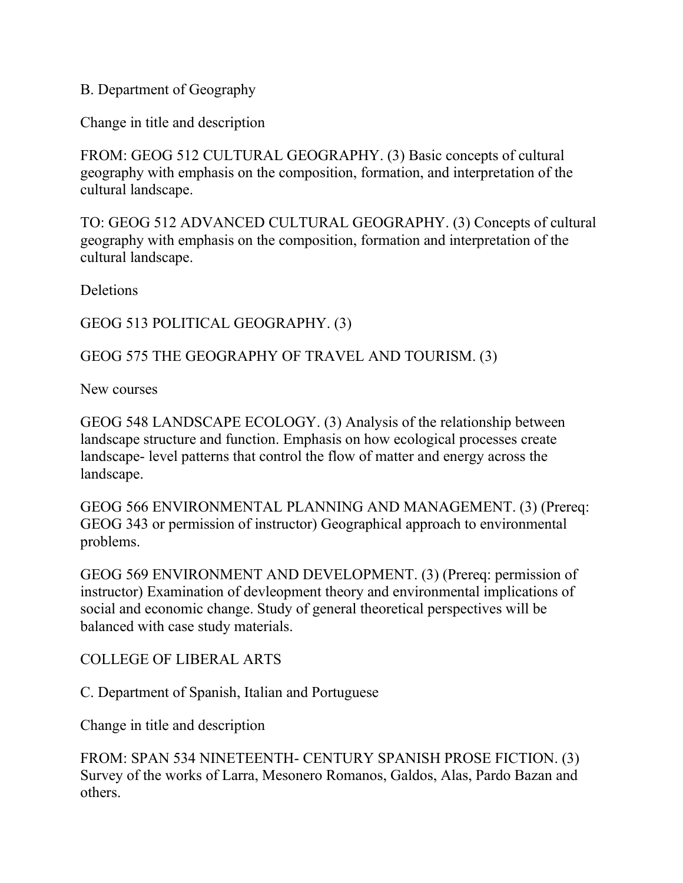B. Department of Geography

Change in title and description

FROM: GEOG 512 CULTURAL GEOGRAPHY. (3) Basic concepts of cultural geography with emphasis on the composition, formation, and interpretation of the cultural landscape.

TO: GEOG 512 ADVANCED CULTURAL GEOGRAPHY. (3) Concepts of cultural geography with emphasis on the composition, formation and interpretation of the cultural landscape.

Deletions

GEOG 513 POLITICAL GEOGRAPHY. (3)

GEOG 575 THE GEOGRAPHY OF TRAVEL AND TOURISM. (3)

New courses

GEOG 548 LANDSCAPE ECOLOGY. (3) Analysis of the relationship between landscape structure and function. Emphasis on how ecological processes create landscape- level patterns that control the flow of matter and energy across the landscape.

GEOG 566 ENVIRONMENTAL PLANNING AND MANAGEMENT. (3) (Prereq: GEOG 343 or permission of instructor) Geographical approach to environmental problems.

GEOG 569 ENVIRONMENT AND DEVELOPMENT. (3) (Prereq: permission of instructor) Examination of devleopment theory and environmental implications of social and economic change. Study of general theoretical perspectives will be balanced with case study materials.

COLLEGE OF LIBERAL ARTS

C. Department of Spanish, Italian and Portuguese

Change in title and description

FROM: SPAN 534 NINETEENTH- CENTURY SPANISH PROSE FICTION. (3) Survey of the works of Larra, Mesonero Romanos, Galdos, Alas, Pardo Bazan and others.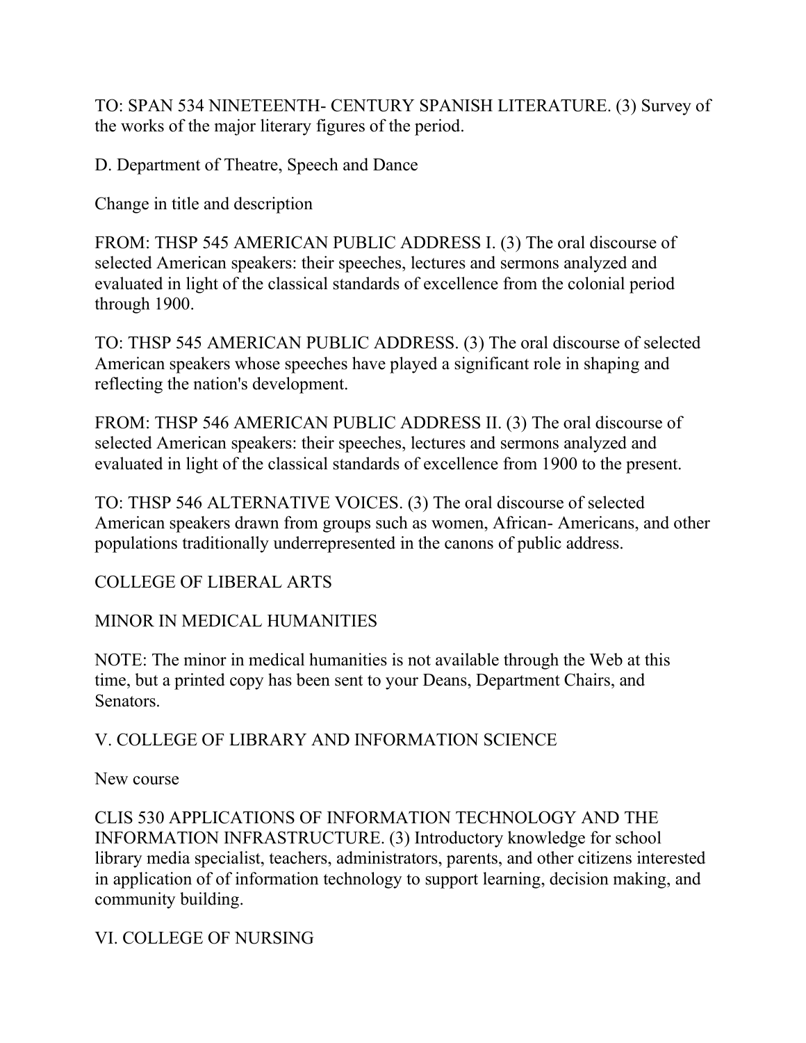TO: SPAN 534 NINETEENTH- CENTURY SPANISH LITERATURE. (3) Survey of the works of the major literary figures of the period.

D. Department of Theatre, Speech and Dance

Change in title and description

FROM: THSP 545 AMERICAN PUBLIC ADDRESS I. (3) The oral discourse of selected American speakers: their speeches, lectures and sermons analyzed and evaluated in light of the classical standards of excellence from the colonial period through 1900.

TO: THSP 545 AMERICAN PUBLIC ADDRESS. (3) The oral discourse of selected American speakers whose speeches have played a significant role in shaping and reflecting the nation's development.

FROM: THSP 546 AMERICAN PUBLIC ADDRESS II. (3) The oral discourse of selected American speakers: their speeches, lectures and sermons analyzed and evaluated in light of the classical standards of excellence from 1900 to the present.

TO: THSP 546 ALTERNATIVE VOICES. (3) The oral discourse of selected American speakers drawn from groups such as women, African- Americans, and other populations traditionally underrepresented in the canons of public address.

COLLEGE OF LIBERAL ARTS

MINOR IN MEDICAL HUMANITIES

NOTE: The minor in medical humanities is not available through the Web at this time, but a printed copy has been sent to your Deans, Department Chairs, and Senators.

V. COLLEGE OF LIBRARY AND INFORMATION SCIENCE

New course

CLIS 530 APPLICATIONS OF INFORMATION TECHNOLOGY AND THE INFORMATION INFRASTRUCTURE. (3) Introductory knowledge for school library media specialist, teachers, administrators, parents, and other citizens interested in application of of information technology to support learning, decision making, and community building.

VI. COLLEGE OF NURSING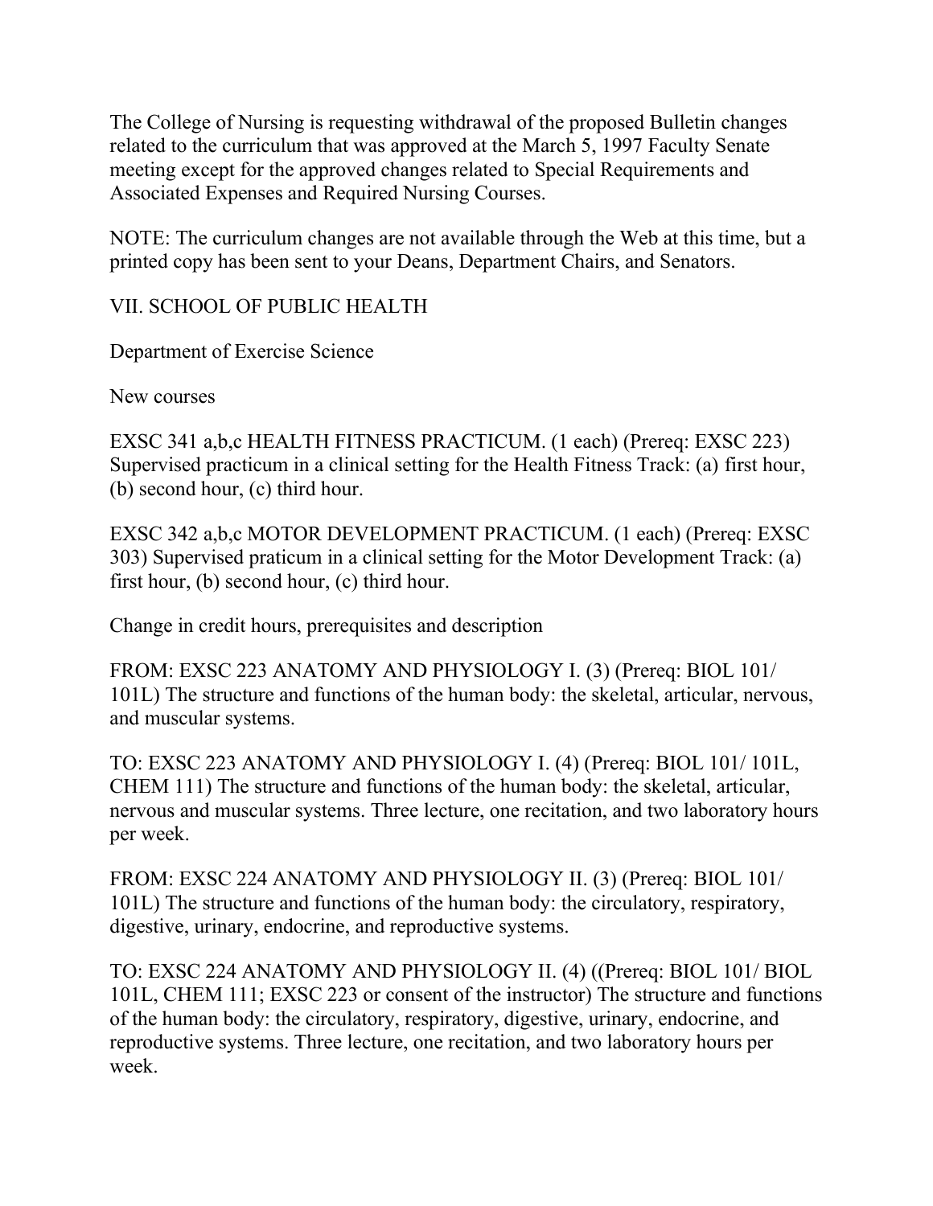The College of Nursing is requesting withdrawal of the proposed Bulletin changes related to the curriculum that was approved at the March 5, 1997 Faculty Senate meeting except for the approved changes related to Special Requirements and Associated Expenses and Required Nursing Courses.

NOTE: The curriculum changes are not available through the Web at this time, but a printed copy has been sent to your Deans, Department Chairs, and Senators.

## VII. SCHOOL OF PUBLIC HEALTH

### Department of Exercise Science

New courses

EXSC 341 a,b,c HEALTH FITNESS PRACTICUM. (1 each) (Prereq: EXSC 223) Supervised practicum in a clinical setting for the Health Fitness Track: (a) first hour, (b) second hour, (c) third hour.

EXSC 342 a,b,c MOTOR DEVELOPMENT PRACTICUM. (1 each) (Prereq: EXSC 303) Supervised praticum in a clinical setting for the Motor Development Track: (a) first hour, (b) second hour, (c) third hour.

Change in credit hours, prerequisites and description

FROM: EXSC 223 ANATOMY AND PHYSIOLOGY I. (3) (Prereq: BIOL 101/ 101L) The structure and functions of the human body: the skeletal, articular, nervous, and muscular systems.

TO: EXSC 223 ANATOMY AND PHYSIOLOGY I. (4) (Prereq: BIOL 101/ 101L, CHEM 111) The structure and functions of the human body: the skeletal, articular, nervous and muscular systems. Three lecture, one recitation, and two laboratory hours per week.

FROM: EXSC 224 ANATOMY AND PHYSIOLOGY II. (3) (Prereq: BIOL 101/ 101L) The structure and functions of the human body: the circulatory, respiratory, digestive, urinary, endocrine, and reproductive systems.

TO: EXSC 224 ANATOMY AND PHYSIOLOGY II. (4) ((Prereq: BIOL 101/ BIOL 101L, CHEM 111; EXSC 223 or consent of the instructor) The structure and functions of the human body: the circulatory, respiratory, digestive, urinary, endocrine, and reproductive systems. Three lecture, one recitation, and two laboratory hours per week.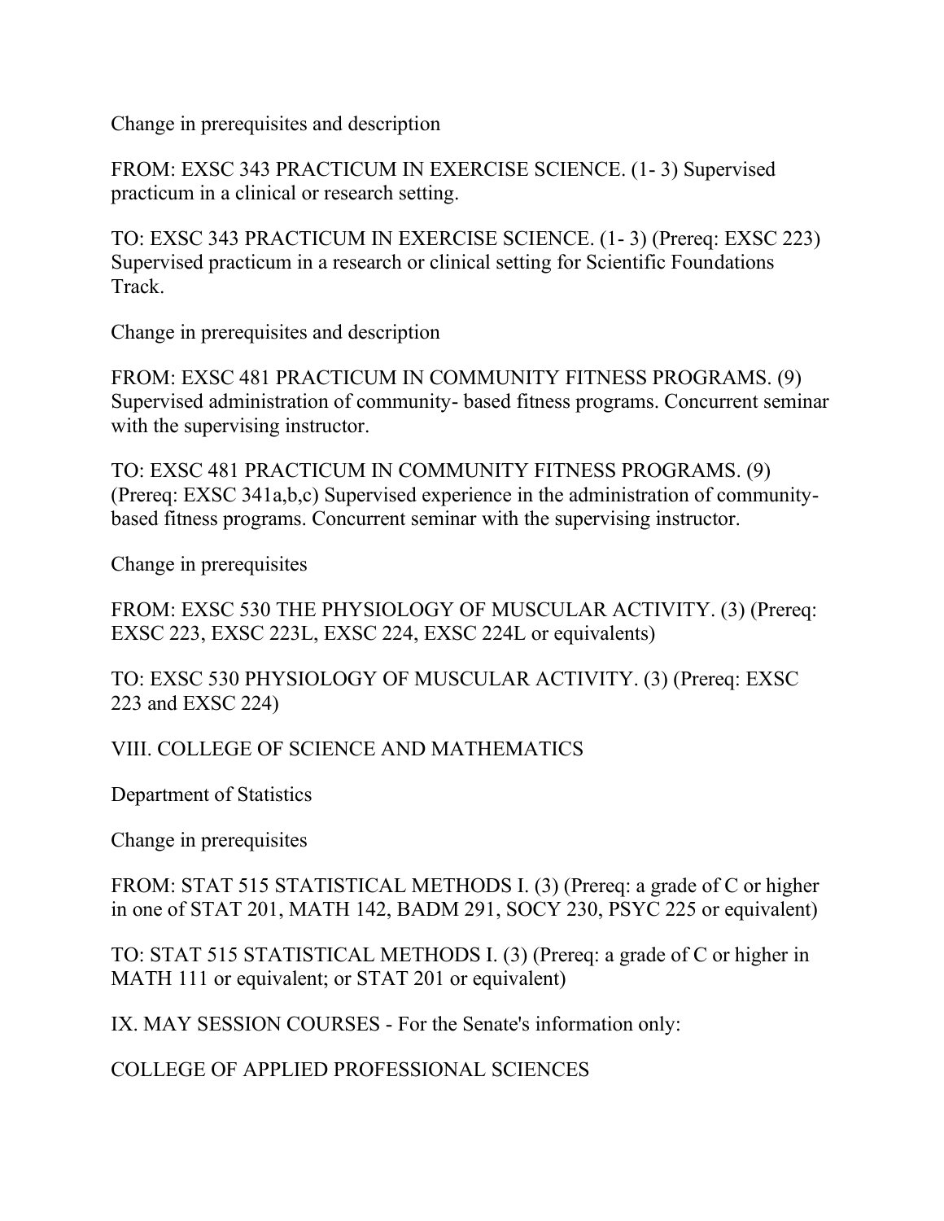Change in prerequisites and description

FROM: EXSC 343 PRACTICUM IN EXERCISE SCIENCE. (1- 3) Supervised practicum in a clinical or research setting.

TO: EXSC 343 PRACTICUM IN EXERCISE SCIENCE. (1- 3) (Prereq: EXSC 223) Supervised practicum in a research or clinical setting for Scientific Foundations Track.

Change in prerequisites and description

FROM: EXSC 481 PRACTICUM IN COMMUNITY FITNESS PROGRAMS. (9) Supervised administration of community- based fitness programs. Concurrent seminar with the supervising instructor.

TO: EXSC 481 PRACTICUM IN COMMUNITY FITNESS PROGRAMS. (9) (Prereq: EXSC 341a,b,c) Supervised experience in the administration of community-based fitness programs. Concurrent seminar with the supervising instructor.

Change in prerequisites

FROM: EXSC 530 THE PHYSIOLOGY OF MUSCULAR ACTIVITY. (3) (Prereq: EXSC 223, EXSC 223L, EXSC 224, EXSC 224L or equivalents)

TO: EXSC 530 PHYSIOLOGY OF MUSCULAR ACTIVITY. (3) (Prereq: EXSC 223 and EXSC 224)

## VIII. COLLEGE OF SCIENCE AND MATHEMATICS

Department of Statistics

Change in prerequisites

FROM: STAT 515 STATISTICAL METHODS I. (3) (Prereq: a grade of C or higher in one of STAT 201, MATH 142, BADM 291, SOCY 230, PSYC 225 or equivalent)

TO: STAT 515 STATISTICAL METHODS I. (3) (Prereq: a grade of C or higher in MATH 111 or equivalent; or STAT 201 or equivalent)

## IX. MAY SESSION COURSES - For the Senate's information only:

COLLEGE OF APPLIED PROFESSIONAL SCIENCES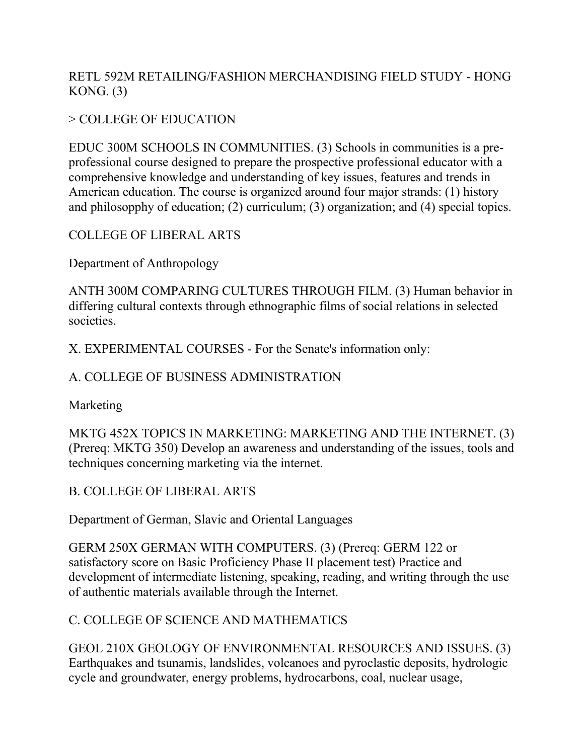RETL 592M RETAILING/FASHION MERCHANDISING FIELD STUDY - HONG KONG. (3)

> COLLEGE OF EDUCATION

EDUC 300M SCHOOLS IN COMMUNITIES. (3) Schools in communities is a pre-professional course designed to prepare the prospective professional educator with a comprehensive knowledge and understanding of key issues, features and trends in American education. The course is organized around four major strands: (1) history and philosopphy of education; (2) curriculum; (3) organization; and (4) special topics.

COLLEGE OF LIBERAL ARTS

Department of Anthropology

ANTH 300M COMPARING CULTURES THROUGH FILM. (3) Human behavior in differing cultural contexts through ethnographic films of social relations in selected societies.

X. EXPERIMENTAL COURSES - For the Senate's information only:

A. COLLEGE OF BUSINESS ADMINISTRATION

Marketing

MKTG 452X TOPICS IN MARKETING: MARKETING AND THE INTERNET. (3) (Prereq: MKTG 350) Develop an awareness and understanding of the issues, tools and techniques concerning marketing via the internet.

B. COLLEGE OF LIBERAL ARTS

Department of German, Slavic and Oriental Languages

GERM 250X GERMAN WITH COMPUTERS. (3) (Prereq: GERM 122 or satisfactory score on Basic Proficiency Phase II placement test) Practice and development of intermediate listening, speaking, reading, and writing through the use of authentic materials available through the Internet.

C. COLLEGE OF SCIENCE AND MATHEMATICS

GEOL 210X GEOLOGY OF ENVIRONMENTAL RESOURCES AND ISSUES. (3) Earthquakes and tsunamis, landslides, volcanoes and pyroclastic deposits, hydrologic cycle and groundwater, energy problems, hydrocarbons, coal, nuclear usage,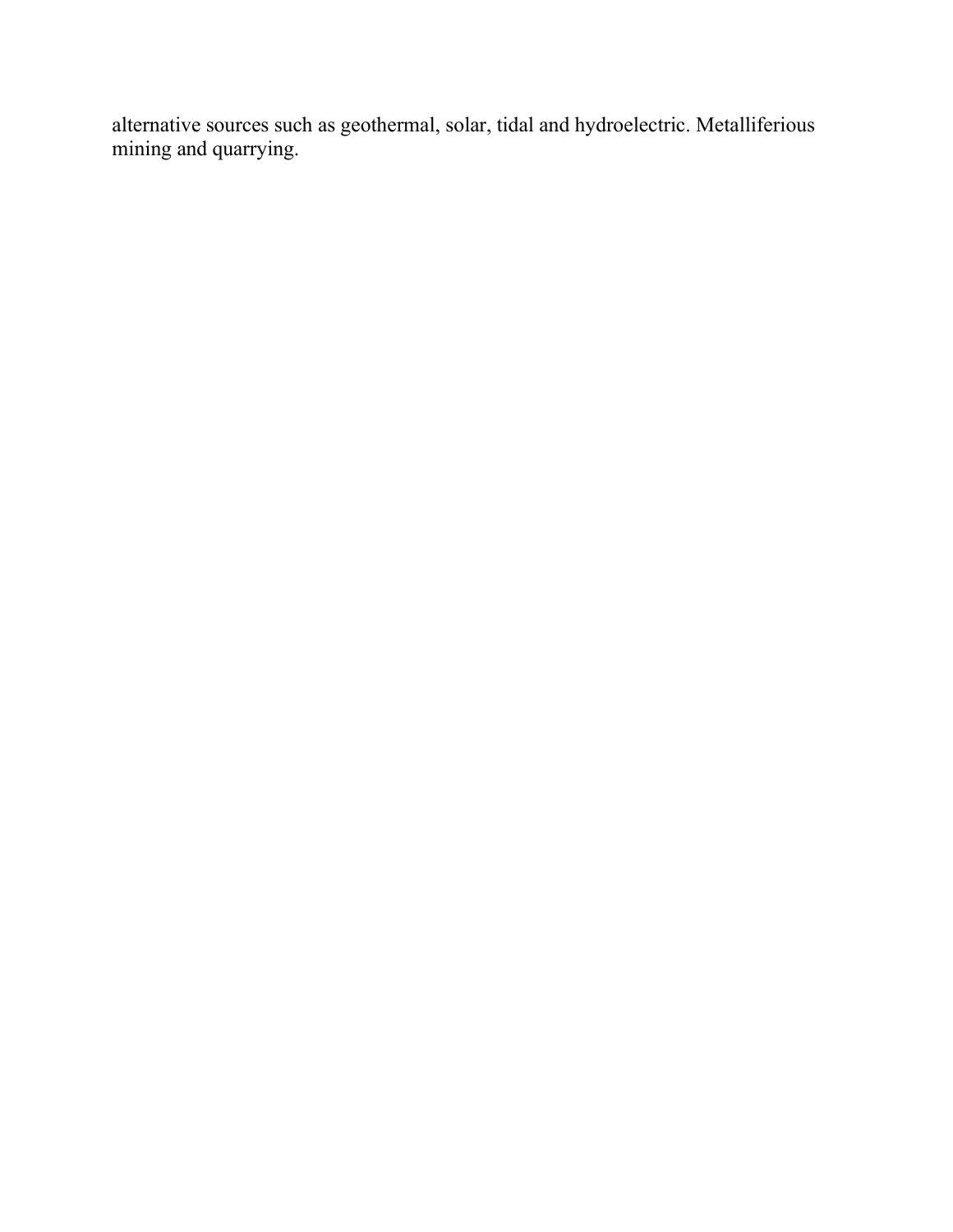alternative sources such as geothermal, solar, tidal and hydroelectric. Metalliferious mining and quarrying.